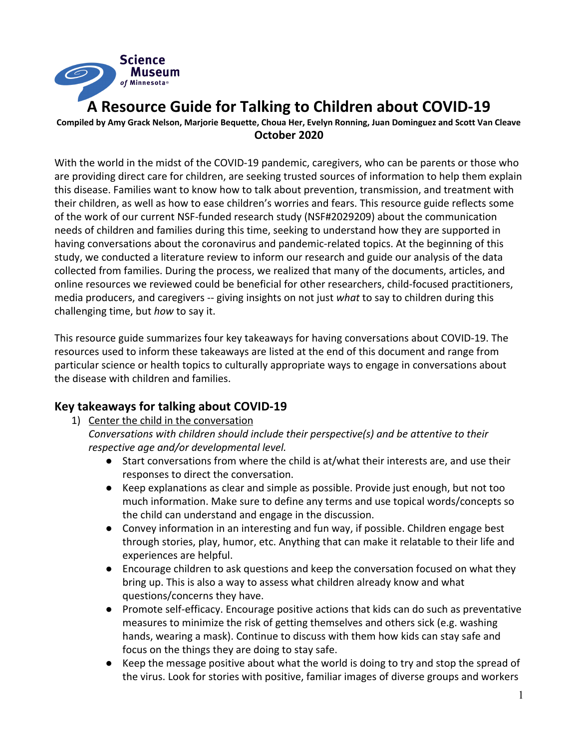Science Museum of Minnesota

# A Resource Guide for Talking to Children about COVID-19

**Compiled by Amy Grack Nelson, Marjorie Bequette, Choua Her, Evelyn Ronning, Juan Dominguez and Scott Van Cleave**

**October 2020**

With the world in the midst of the COVID-19 pandemic, caregivers, who can be parents or those who are providing direct care for children, are seeking trusted sources of information to help them explain this disease. Families want to know how to talk about prevention, transmission, and treatment with their children, as well as how to ease children's worries and fears. This resource guide reflects some of the work of our current NSF-funded research study (NSF#2029209) about the communication needs of children and families during this time, seeking to understand how they are supported in having conversations about the coronavirus and pandemic-related topics. At the beginning of this study, we conducted a literature review to inform our research and guide our analysis of the data collected from families. During the process, we realized that many of the documents, articles, and online resources we reviewed could be beneficial for other researchers, child-focused practitioners, media producers, and caregivers -- giving insights on not just *what* to say to children during this challenging time, but *how* to say it.

This resource guide summarizes four key takeaways for having conversations about COVID-19. The resources used to inform these takeaways are listed at the end of this document and range from particular science or health topics to culturally appropriate ways to engage in conversations about the disease with children and families.

## Key takeaways for talking about COVID-19

1) Center the child in the conversation

   *Conversations with children should include their perspective(s) and be attentive to their respective age and/or developmental level.*

   - Start conversations from where the child is at/what their interests are, and use their responses to direct the conversation.
   - Keep explanations as clear and simple as possible. Provide just enough, but not too much information. Make sure to define any terms and use topical words/concepts so the child can understand and engage in the discussion.
   - Convey information in an interesting and fun way, if possible. Children engage best through stories, play, humor, etc. Anything that can make it relatable to their life and experiences are helpful.
   - Encourage children to ask questions and keep the conversation focused on what they bring up. This is also a way to assess what children already know and what questions/concerns they have.
   - Promote self-efficacy. Encourage positive actions that kids can do such as preventative measures to minimize the risk of getting themselves and others sick (e.g. washing hands, wearing a mask). Continue to discuss with them how kids can stay safe and focus on the things they are doing to stay safe.
   - Keep the message positive about what the world is doing to try and stop the spread of the virus. Look for stories with positive, familiar images of diverse groups and workers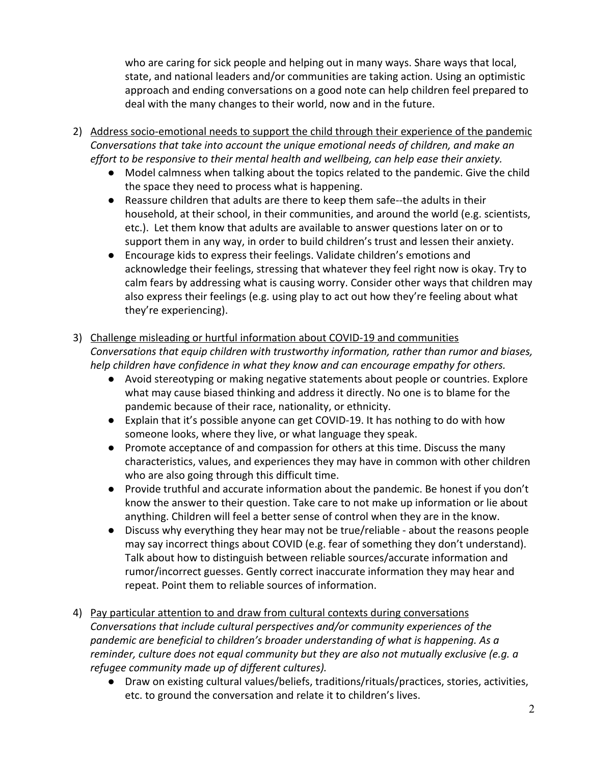who are caring for sick people and helping out in many ways. Share ways that local, state, and national leaders and/or communities are taking action. Using an optimistic approach and ending conversations on a good note can help children feel prepared to deal with the many changes to their world, now and in the future.

2) <u>Address socio-emotional needs to support the child through their experience of the pandemic</u>
*Conversations that take into account the unique emotional needs of children, and make an effort to be responsive to their mental health and wellbeing, can help ease their anxiety.*
   - Model calmness when talking about the topics related to the pandemic. Give the child the space they need to process what is happening.
   - Reassure children that adults are there to keep them safe--the adults in their household, at their school, in their communities, and around the world (e.g. scientists, etc.). Let them know that adults are available to answer questions later on or to support them in any way, in order to build children's trust and lessen their anxiety.
   - Encourage kids to express their feelings. Validate children's emotions and acknowledge their feelings, stressing that whatever they feel right now is okay. Try to calm fears by addressing what is causing worry. Consider other ways that children may also express their feelings (e.g. using play to act out how they're feeling about what they're experiencing).

3) <u>Challenge misleading or hurtful information about COVID-19 and communities</u>
*Conversations that equip children with trustworthy information, rather than rumor and biases, help children have confidence in what they know and can encourage empathy for others.*
   - Avoid stereotyping or making negative statements about people or countries. Explore what may cause biased thinking and address it directly. No one is to blame for the pandemic because of their race, nationality, or ethnicity.
   - Explain that it's possible anyone can get COVID-19. It has nothing to do with how someone looks, where they live, or what language they speak.
   - Promote acceptance of and compassion for others at this time. Discuss the many characteristics, values, and experiences they may have in common with other children who are also going through this difficult time.
   - Provide truthful and accurate information about the pandemic. Be honest if you don't know the answer to their question. Take care to not make up information or lie about anything. Children will feel a better sense of control when they are in the know.
   - Discuss why everything they hear may not be true/reliable - about the reasons people may say incorrect things about COVID (e.g. fear of something they don't understand). Talk about how to distinguish between reliable sources/accurate information and rumor/incorrect guesses. Gently correct inaccurate information they may hear and repeat. Point them to reliable sources of information.

4) <u>Pay particular attention to and draw from cultural contexts during conversations</u>
*Conversations that include cultural perspectives and/or community experiences of the pandemic are beneficial to children's broader understanding of what is happening. As a reminder, culture does not equal community but they are also not mutually exclusive (e.g. a refugee community made up of different cultures).*
   - Draw on existing cultural values/beliefs, traditions/rituals/practices, stories, activities, etc. to ground the conversation and relate it to children's lives.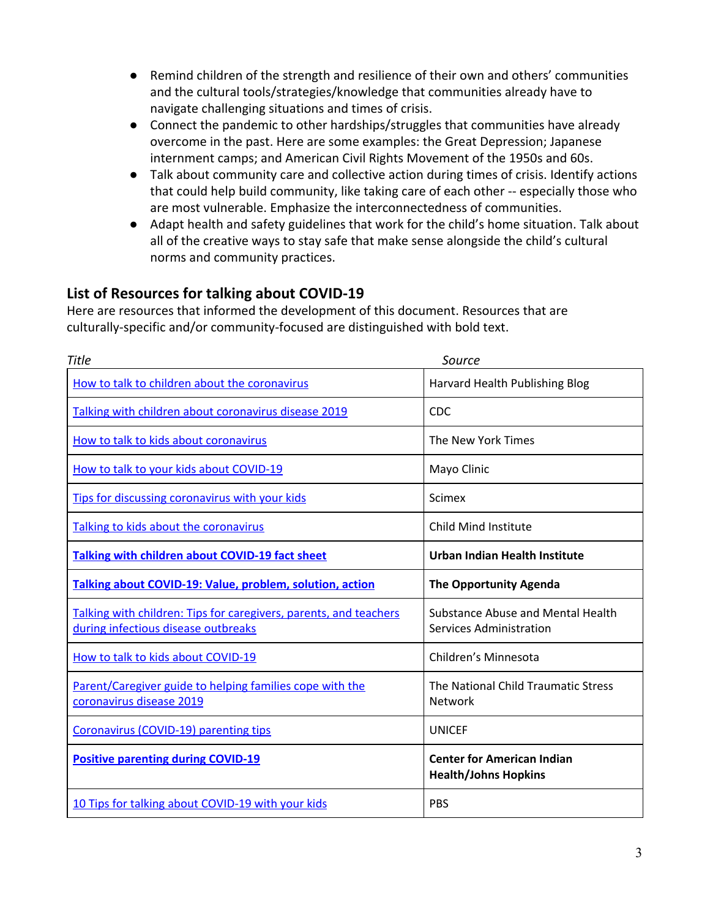- Remind children of the strength and resilience of their own and others' communities and the cultural tools/strategies/knowledge that communities already have to navigate challenging situations and times of crisis.
- Connect the pandemic to other hardships/struggles that communities have already overcome in the past. Here are some examples: the Great Depression; Japanese internment camps; and American Civil Rights Movement of the 1950s and 60s.
- Talk about community care and collective action during times of crisis. Identify actions that could help build community, like taking care of each other -- especially those who are most vulnerable. Emphasize the interconnectedness of communities.
- Adapt health and safety guidelines that work for the child's home situation. Talk about all of the creative ways to stay safe that make sense alongside the child's cultural norms and community practices.

## List of Resources for talking about COVID-19

Here are resources that informed the development of this document. Resources that are culturally-specific and/or community-focused are distinguished with bold text.

| *Title* | *Source* |
|---|---|
| How to talk to children about the coronavirus | Harvard Health Publishing Blog |
| Talking with children about coronavirus disease 2019 | CDC |
| How to talk to kids about coronavirus | The New York Times |
| How to talk to your kids about COVID-19 | Mayo Clinic |
| Tips for discussing coronavirus with your kids | Scimex |
| Talking to kids about the coronavirus | Child Mind Institute |
| **Talking with children about COVID-19 fact sheet** | **Urban Indian Health Institute** |
| **Talking about COVID-19: Value, problem, solution, action** | **The Opportunity Agenda** |
| Talking with children: Tips for caregivers, parents, and teachers during infectious disease outbreaks | Substance Abuse and Mental Health Services Administration |
| How to talk to kids about COVID-19 | Children's Minnesota |
| Parent/Caregiver guide to helping families cope with the coronavirus disease 2019 | The National Child Traumatic Stress Network |
| Coronavirus (COVID-19) parenting tips | UNICEF |
| **Positive parenting during COVID-19** | **Center for American Indian Health/Johns Hopkins** |
| 10 Tips for talking about COVID-19 with your kids | PBS |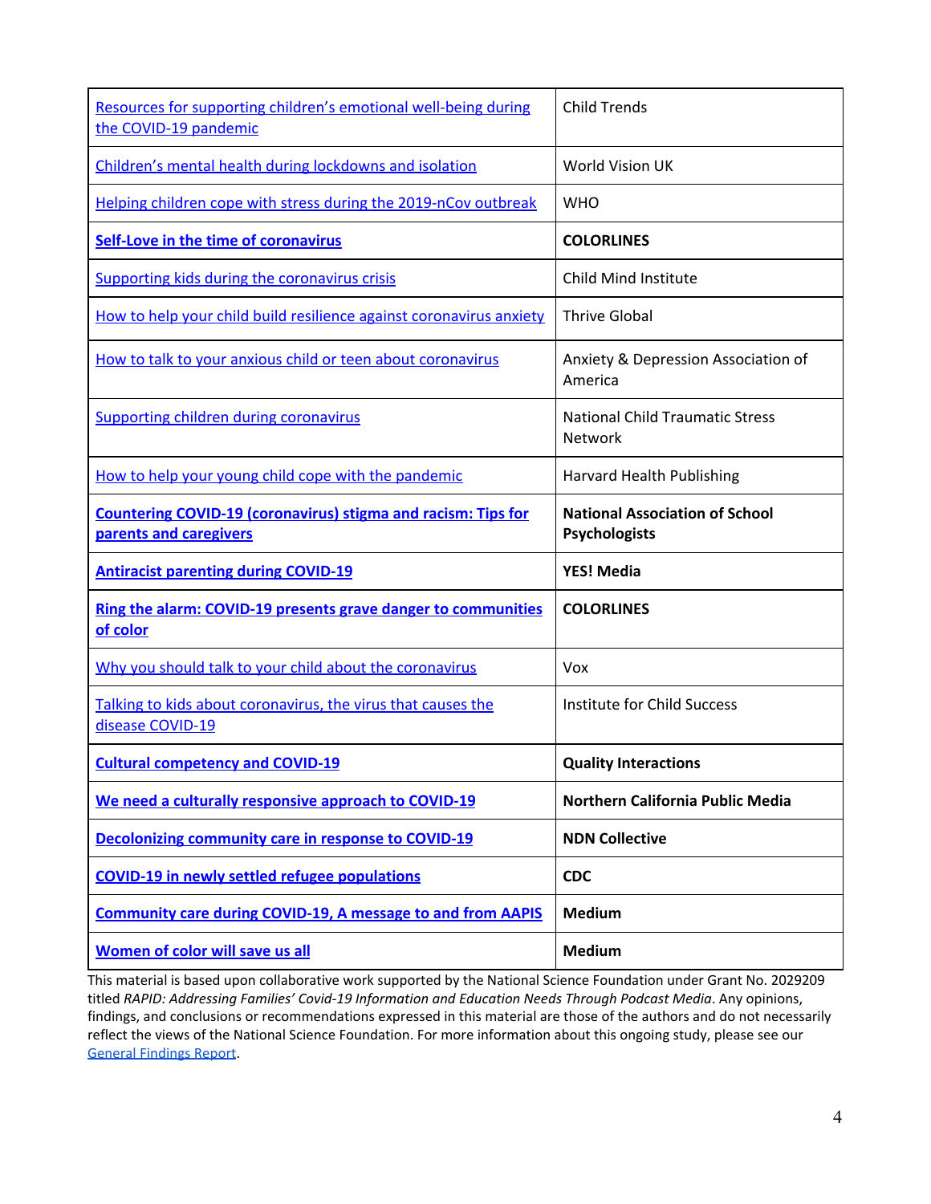| | |
|---|---|
| Resources for supporting children's emotional well-being during the COVID-19 pandemic | Child Trends |
| Children's mental health during lockdowns and isolation | World Vision UK |
| Helping children cope with stress during the 2019-nCov outbreak | WHO |
| **Self-Love in the time of coronavirus** | **COLORLINES** |
| Supporting kids during the coronavirus crisis | Child Mind Institute |
| How to help your child build resilience against coronavirus anxiety | Thrive Global |
| How to talk to your anxious child or teen about coronavirus | Anxiety & Depression Association of America |
| Supporting children during coronavirus | National Child Traumatic Stress Network |
| How to help your young child cope with the pandemic | Harvard Health Publishing |
| **Countering COVID-19 (coronavirus) stigma and racism: Tips for parents and caregivers** | **National Association of School Psychologists** |
| **Antiracist parenting during COVID-19** | **YES! Media** |
| **Ring the alarm: COVID-19 presents grave danger to communities of color** | **COLORLINES** |
| Why you should talk to your child about the coronavirus | Vox |
| Talking to kids about coronavirus, the virus that causes the disease COVID-19 | Institute for Child Success |
| **Cultural competency and COVID-19** | **Quality Interactions** |
| **We need a culturally responsive approach to COVID-19** | **Northern California Public Media** |
| **Decolonizing community care in response to COVID-19** | **NDN Collective** |
| **COVID-19 in newly settled refugee populations** | **CDC** |
| **Community care during COVID-19, A message to and from AAPIS** | **Medium** |
| **Women of color will save us all** | **Medium** |

This material is based upon collaborative work supported by the National Science Foundation under Grant No. 2029209 titled *RAPID: Addressing Families' Covid-19 Information and Education Needs Through Podcast Media*. Any opinions, findings, and conclusions or recommendations expressed in this material are those of the authors and do not necessarily reflect the views of the National Science Foundation. For more information about this ongoing study, please see our General Findings Report.